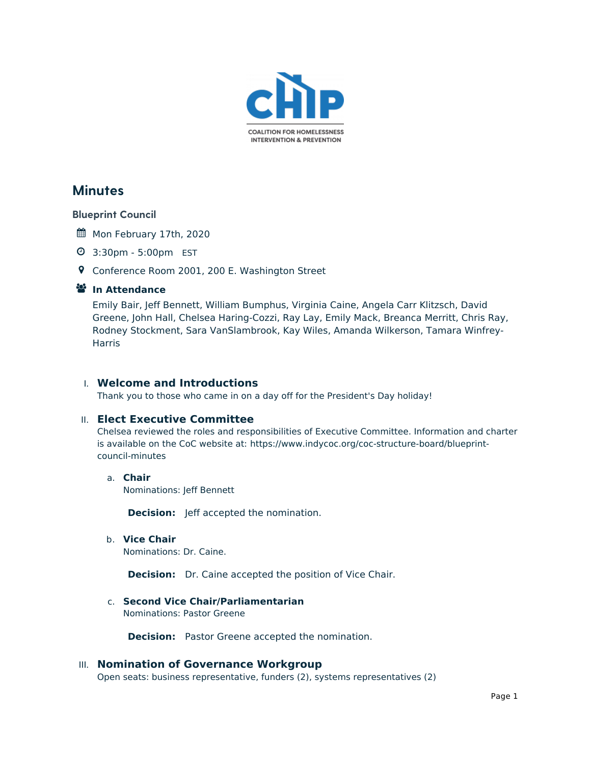CHIP

COALITION FOR HOMELESSNESS INTERVENTION & PREVENTION

# Minutes

## Blueprint Council

Mon February 17th, 2020

3:30pm - 5:00pm EST

Conference Room 2001, 200 E. Washington Street

**In Attendance**

Emily Bair, Jeff Bennett, William Bumphus, Virginia Caine, Angela Carr Klitzsch, David Greene, John Hall, Chelsea Haring-Cozzi, Ray Lay, Emily Mack, Breanca Merritt, Chris Ray, Rodney Stockment, Sara VanSlambrook, Kay Wiles, Amanda Wilkerson, Tamara Winfrey-Harris

### I. Welcome and Introductions

Thank you to those who came in on a day off for the President's Day holiday!

### II. Elect Executive Committee

Chelsea reviewed the roles and responsibilities of Executive Committee. Information and charter is available on the CoC website at: https://www.indycoc.org/coc-structure-board/blueprint-council-minutes

#### a. Chair

Nominations: Jeff Bennett

**Decision:** Jeff accepted the nomination.

#### b. Vice Chair

Nominations: Dr. Caine.

**Decision:** Dr. Caine accepted the position of Vice Chair.

#### c. Second Vice Chair/Parliamentarian

Nominations: Pastor Greene

**Decision:** Pastor Greene accepted the nomination.

### III. Nomination of Governance Workgroup

Open seats: business representative, funders (2), systems representatives (2)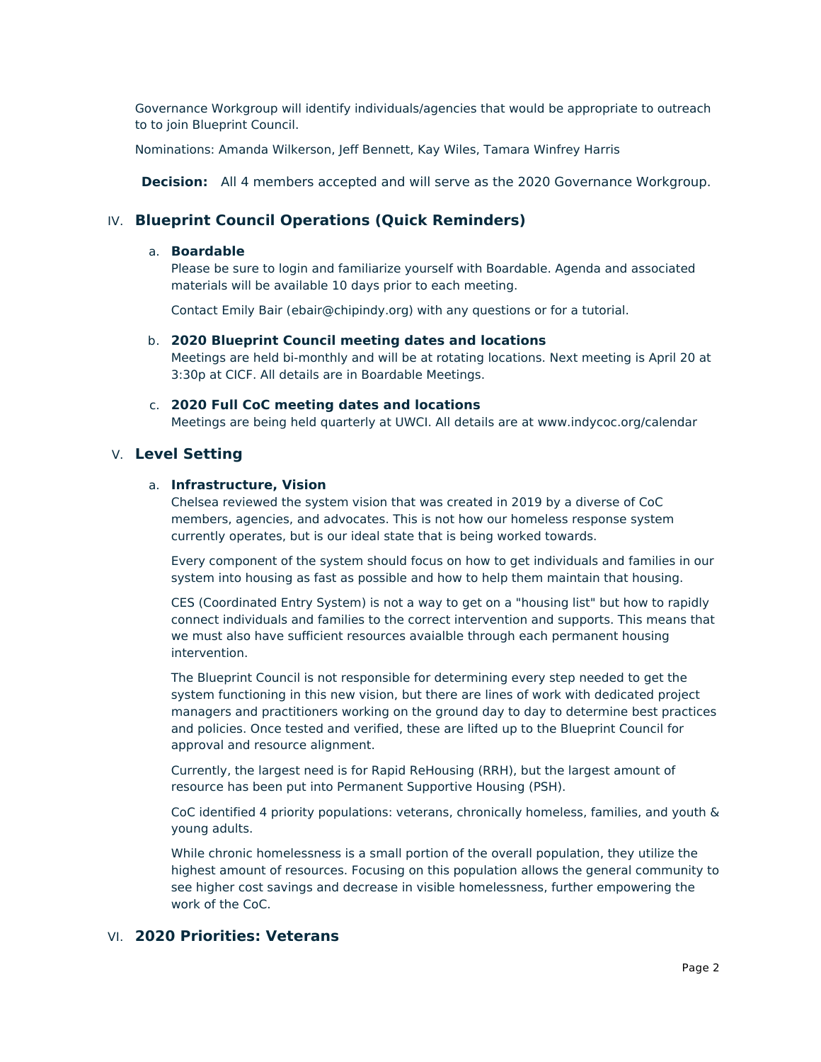Governance Workgroup will identify individuals/agencies that would be appropriate to outreach to to join Blueprint Council.

Nominations: Amanda Wilkerson, Jeff Bennett, Kay Wiles, Tamara Winfrey Harris

**Decision:** All 4 members accepted and will serve as the 2020 Governance Workgroup.

## IV. Blueprint Council Operations (Quick Reminders)

### a. Boardable

Please be sure to login and familiarize yourself with Boardable. Agenda and associated materials will be available 10 days prior to each meeting.

Contact Emily Bair (ebair@chipindy.org) with any questions or for a tutorial.

### b. 2020 Blueprint Council meeting dates and locations

Meetings are held bi-monthly and will be at rotating locations. Next meeting is April 20 at 3:30p at CICF. All details are in Boardable Meetings.

### c. 2020 Full CoC meeting dates and locations

Meetings are being held quarterly at UWCI. All details are at www.indycoc.org/calendar

## V. Level Setting

### a. Infrastructure, Vision

Chelsea reviewed the system vision that was created in 2019 by a diverse of CoC members, agencies, and advocates. This is not how our homeless response system currently operates, but is our ideal state that is being worked towards.

Every component of the system should focus on how to get individuals and families in our system into housing as fast as possible and how to help them maintain that housing.

CES (Coordinated Entry System) is not a way to get on a "housing list" but how to rapidly connect individuals and families to the correct intervention and supports. This means that we must also have sufficient resources avaialble through each permanent housing intervention.

The Blueprint Council is not responsible for determining every step needed to get the system functioning in this new vision, but there are lines of work with dedicated project managers and practitioners working on the ground day to day to determine best practices and policies. Once tested and verified, these are lifted up to the Blueprint Council for approval and resource alignment.

Currently, the largest need is for Rapid ReHousing (RRH), but the largest amount of resource has been put into Permanent Supportive Housing (PSH).

CoC identified 4 priority populations: veterans, chronically homeless, families, and youth & young adults.

While chronic homelessness is a small portion of the overall population, they utilize the highest amount of resources. Focusing on this population allows the general community to see higher cost savings and decrease in visible homelessness, further empowering the work of the CoC.

## VI. 2020 Priorities: Veterans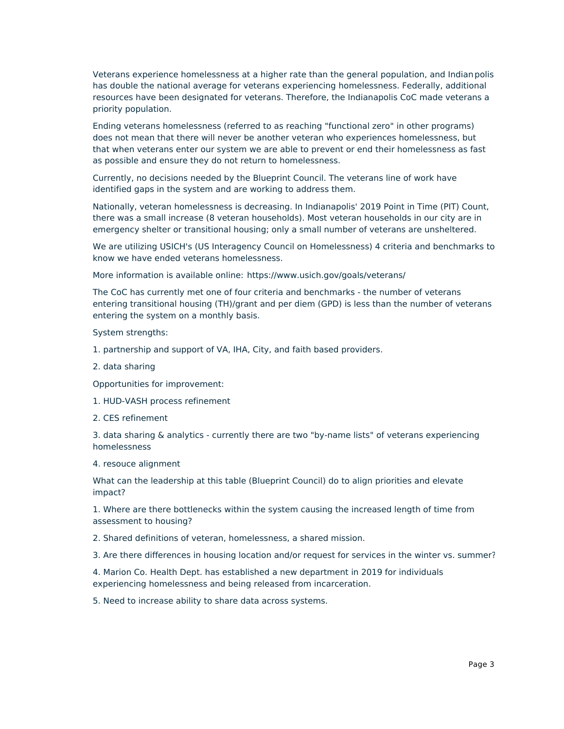Veterans experience homelessness at a higher rate than the general population, and Indianpolis has double the national average for veterans experiencing homelessness. Federally, additional resources have been designated for veterans. Therefore, the Indianapolis CoC made veterans a priority population.

Ending veterans homelessness (referred to as reaching "functional zero" in other programs) does not mean that there will never be another veteran who experiences homelessness, but that when veterans enter our system we are able to prevent or end their homelessness as fast as possible and ensure they do not return to homelessness.

Currently, no decisions needed by the Blueprint Council. The veterans line of work have identified gaps in the system and are working to address them.

Nationally, veteran homelessness is decreasing. In Indianapolis' 2019 Point in Time (PIT) Count, there was a small increase (8 veteran households). Most veteran households in our city are in emergency shelter or transitional housing; only a small number of veterans are unsheltered.

We are utilizing USICH's (US Interagency Council on Homelessness) 4 criteria and benchmarks to know we have ended veterans homelessness.

More information is available online: https://www.usich.gov/goals/veterans/

The CoC has currently met one of four criteria and benchmarks - the number of veterans entering transitional housing (TH)/grant and per diem (GPD) is less than the number of veterans entering the system on a monthly basis.

System strengths:

1. partnership and support of VA, IHA, City, and faith based providers.
2. data sharing

Opportunities for improvement:

1. HUD-VASH process refinement
2. CES refinement
3. data sharing & analytics - currently there are two "by-name lists" of veterans experiencing homelessness
4. resouce alignment

What can the leadership at this table (Blueprint Council) do to align priorities and elevate impact?

1. Where are there bottlenecks within the system causing the increased length of time from assessment to housing?
2. Shared definitions of veteran, homelessness, a shared mission.
3. Are there differences in housing location and/or request for services in the winter vs. summer?
4. Marion Co. Health Dept. has established a new department in 2019 for individuals experiencing homelessness and being released from incarceration.
5. Need to increase ability to share data across systems.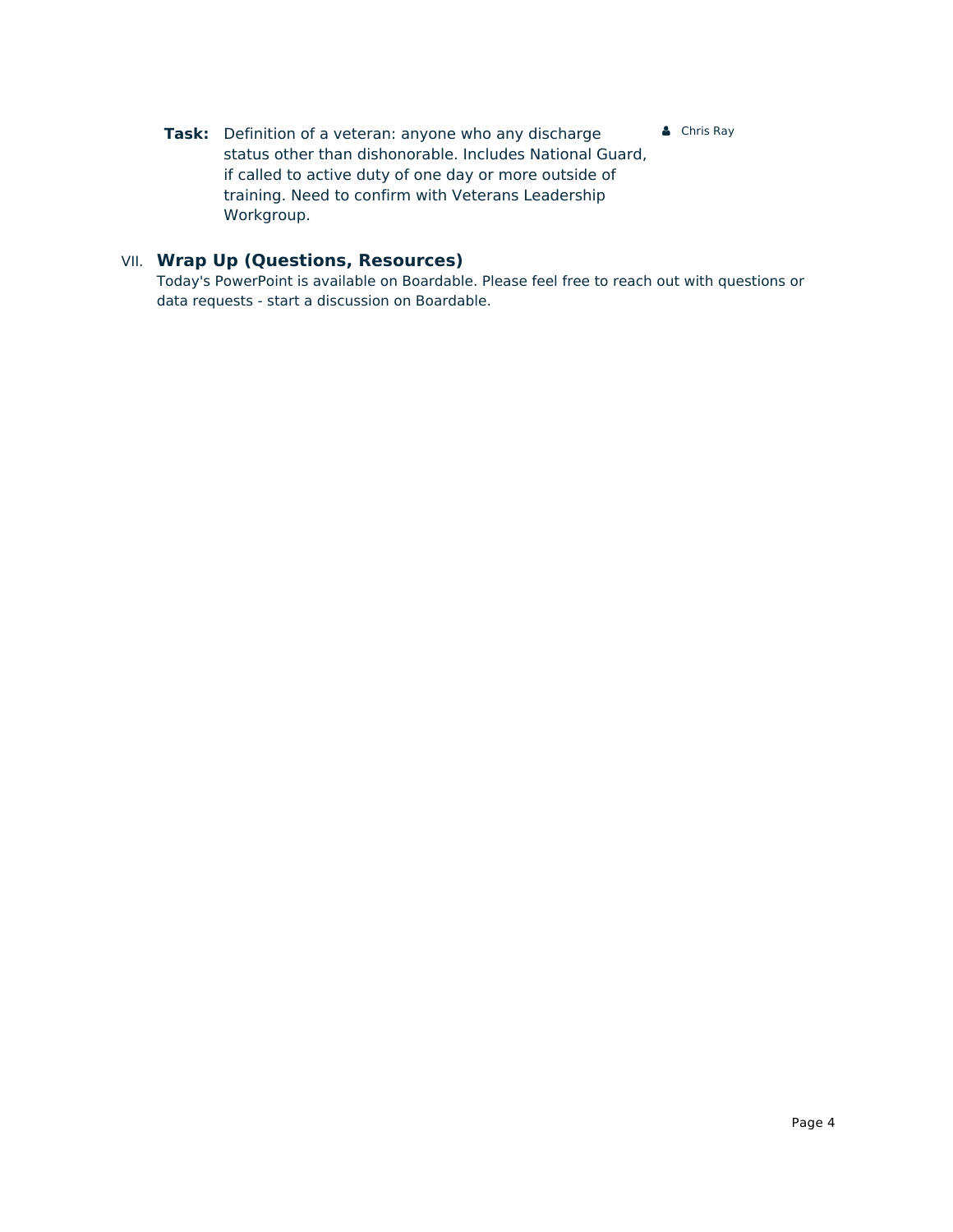**Task:** Definition of a veteran: anyone who any discharge status other than dishonorable. Includes National Guard, if called to active duty of one day or more outside of training. Need to confirm with Veterans Leadership Workgroup. — Chris Ray

## VII. Wrap Up (Questions, Resources)

Today's PowerPoint is available on Boardable. Please feel free to reach out with questions or data requests - start a discussion on Boardable.